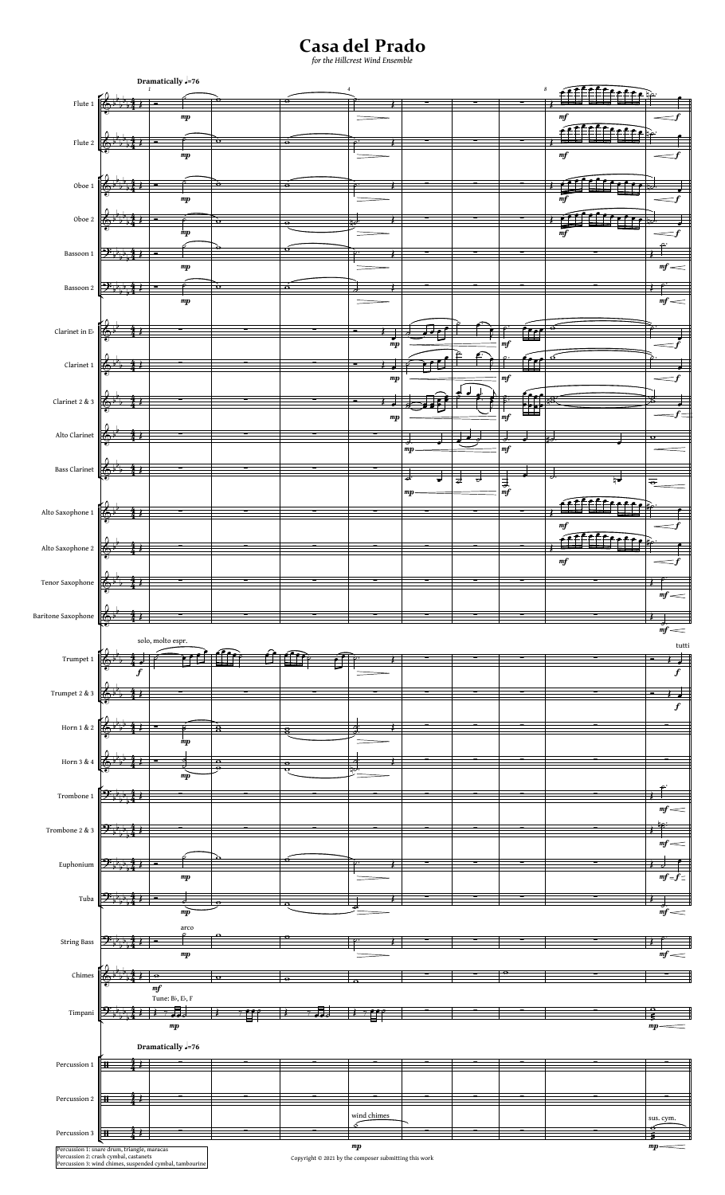# Casa del Prado

*for the Hillcrest Wind Ensemble*

Percussion 1: snare drum, triangle, maracas
Percussion 2: crash cymbal, castanets
Percussion 3: wind chimes, suspended cymbal, tambourine

Copyright © 2021 by the composer submitting this work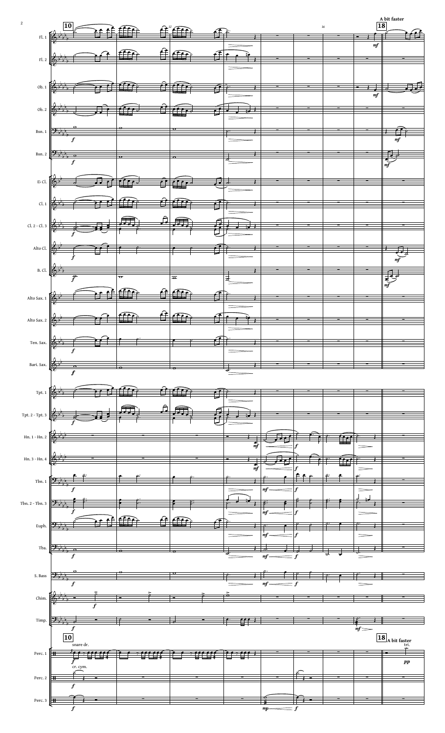A bit faster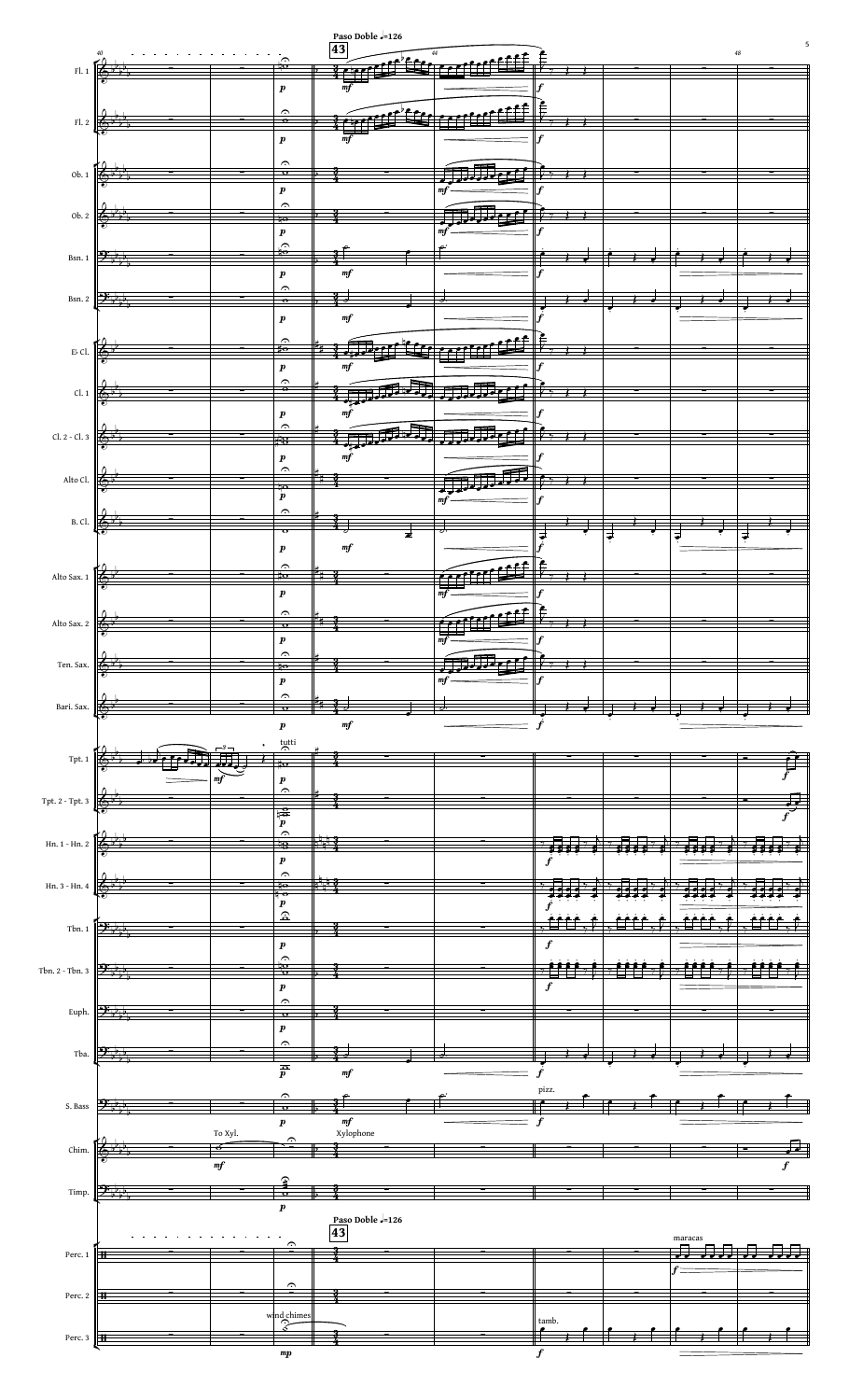Paso Doble ♩=126

**43**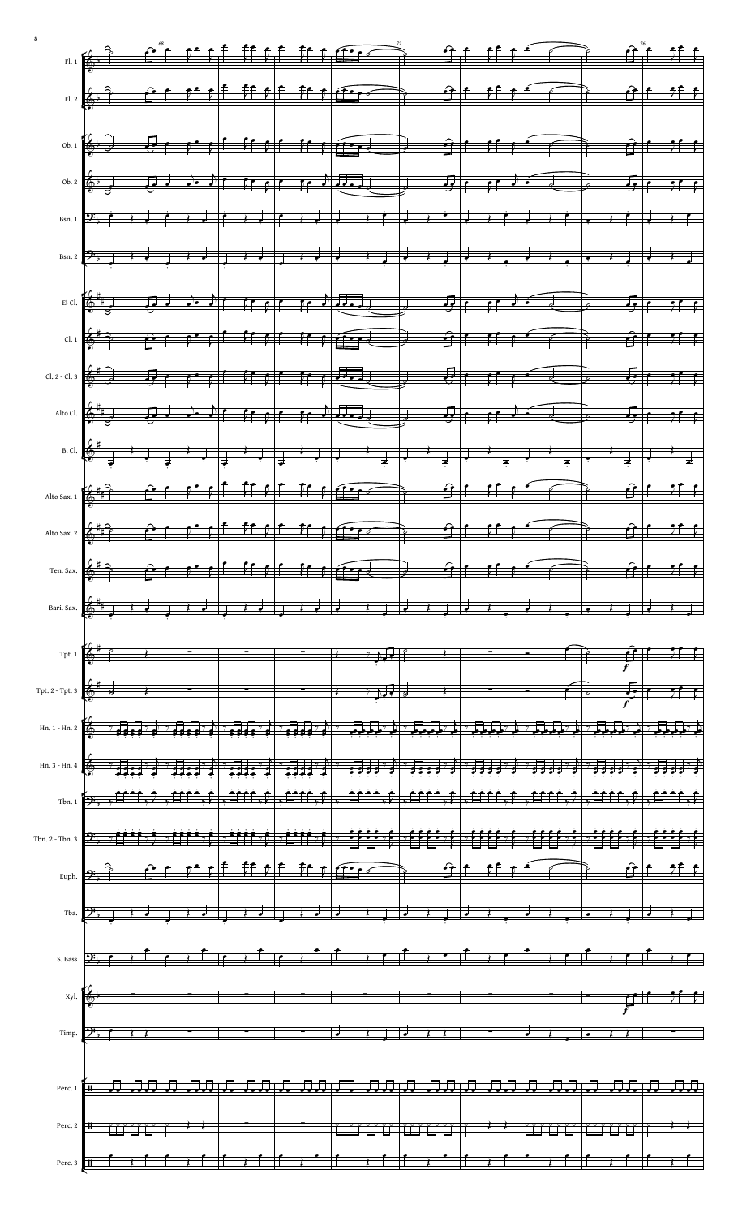Fl. 1

Fl. 2

Ob. 1

Ob. 2

Bsn. 1

Bsn. 2

E♭ Cl.

Cl. 1

Cl. 2 - Cl. 3

Alto Cl.

B. Cl.

Alto Sax. 1

Alto Sax. 2

Ten. Sax.

Bari. Sax.

Tpt. 1

Tpt. 2 - Tpt. 3

Hn. 1 - Hn. 2

Hn. 3 - Hn. 4

Tbn. 1

Tbn. 2 - Tbn. 3

Euph.

Tba.

S. Bass

Xyl.

Timp.

Perc. 1

Perc. 2

Perc. 3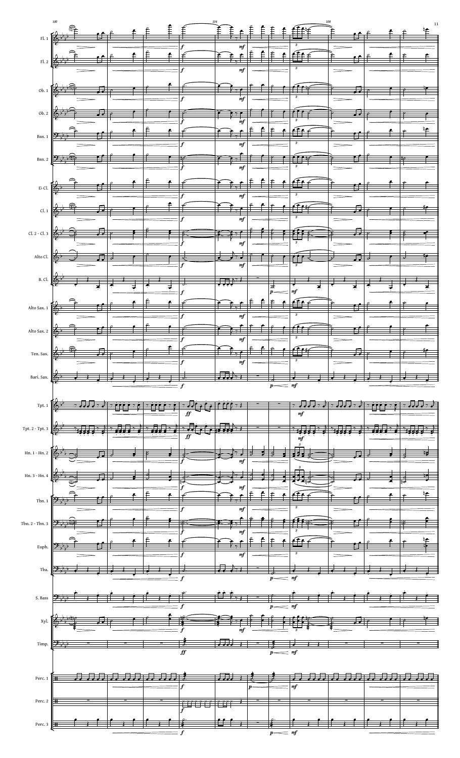| | | |
| --- | --- | --- |
| Fl. 1 | | |
| Fl. 2 | | |
| Ob. 1 | | |
| Ob. 2 | | |
| Bsn. 1 | | |
| Bsn. 2 | | |
| E♭ Cl. | | |
| Cl. 1 | | |
| Cl. 2 - Cl. 3 | | |
| Alto Cl. | | |
| B. Cl. | | |
| Alto Sax. 1 | | |
| Alto Sax. 2 | | |
| Ten. Sax. | | |
| Bari. Sax. | | |
| Tpt. 1 | | |
| Tpt. 2 - Tpt. 3 | | |
| Hn. 1 - Hn. 2 | | |
| Hn. 3 - Hn. 4 | | |
| Tbn. 1 | | |
| Tbn. 2 - Tbn. 3 | | |
| Euph. | | |
| Tba. | | |
| S. Bass | | |
| Xyl. | | |
| Timp. | | |
| Perc. 1 | | |
| Perc. 2 | | |
| Perc. 3 | | |